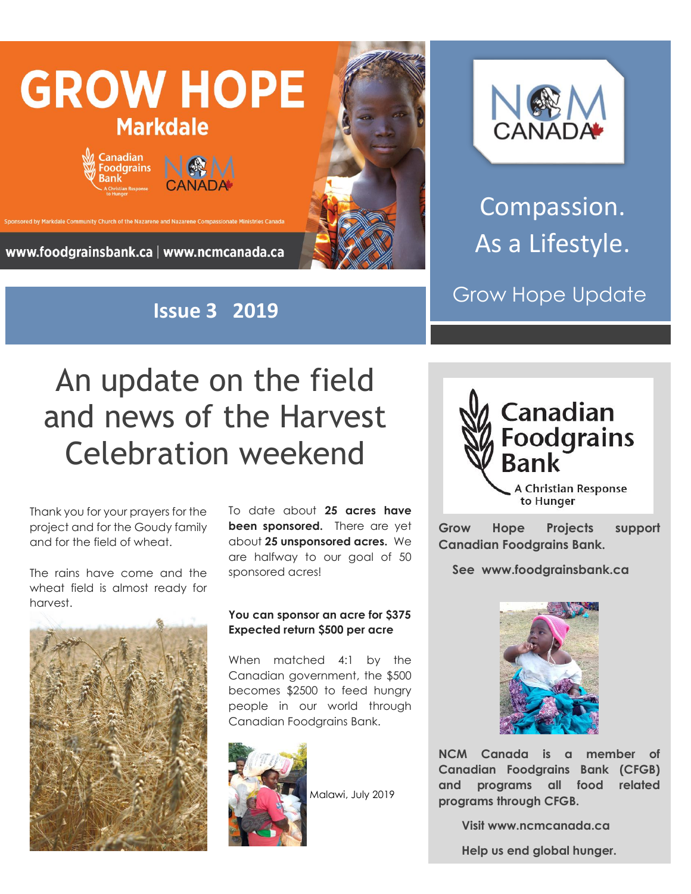# GROW HOPE

## Markdale

Canadian Foodgrains Bank — A Christian Response to Hunger

NCM CANADA

Sponsored by Markdale Community Church of the Nazarene and Nazarene Compassionate Ministries Canada

www.foodgrainsbank.ca | www.ncmcanada.ca

**Issue 3 2019**

NCM CANADA

Compassion.
As a Lifestyle.

Grow Hope Update

# An update on the field and news of the Harvest Celebration weekend

Thank you for your prayers for the project and for the Goudy family and for the field of wheat.

The rains have come and the wheat field is almost ready for harvest.

To date about **25 acres have been sponsored.** There are yet about **25 unsponsored acres.** We are halfway to our goal of 50 sponsored acres!

**You can sponsor an acre for $375**
**Expected return $500 per acre**

When matched 4:1 by the Canadian government, the $500 becomes $2500 to feed hungry people in our world through Canadian Foodgrains Bank.

Malawi, July 2019

Canadian Foodgrains Bank — A Christian Response to Hunger

**Grow Hope Projects support Canadian Foodgrains Bank.**

**See www.foodgrainsbank.ca**

**NCM Canada is a member of Canadian Foodgrains Bank (CFGB) and programs all food related programs through CFGB.**

**Visit www.ncmcanada.ca**

**Help us end global hunger.**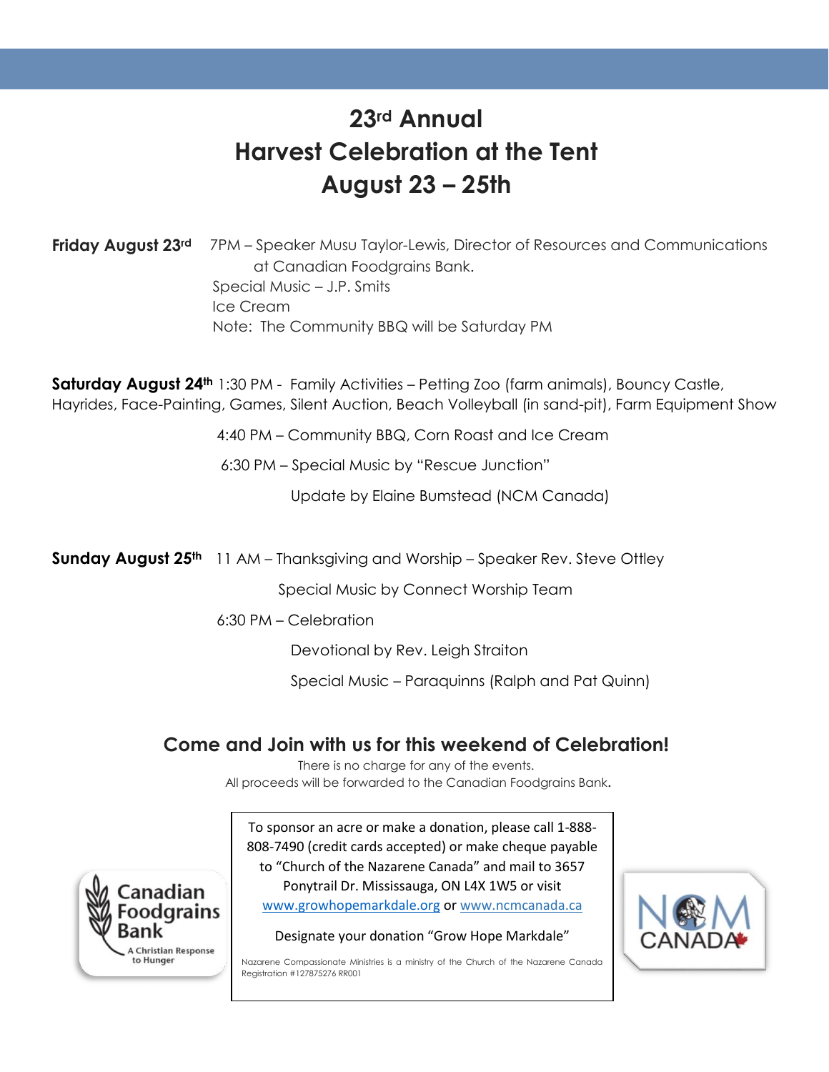# 23rd Annual Harvest Celebration at the Tent August 23 – 25th

**Friday August 23rd** 7PM – Speaker Musu Taylor-Lewis, Director of Resources and Communications at Canadian Foodgrains Bank.
Special Music – J.P. Smits
Ice Cream
Note: The Community BBQ will be Saturday PM

**Saturday August 24th** 1:30 PM - Family Activities – Petting Zoo (farm animals), Bouncy Castle, Hayrides, Face-Painting, Games, Silent Auction, Beach Volleyball (in sand-pit), Farm Equipment Show

4:40 PM – Community BBQ, Corn Roast and Ice Cream

6:30 PM – Special Music by "Rescue Junction"

Update by Elaine Bumstead (NCM Canada)

**Sunday August 25th** 11 AM – Thanksgiving and Worship – Speaker Rev. Steve Ottley

Special Music by Connect Worship Team

6:30 PM – Celebration

Devotional by Rev. Leigh Straiton

Special Music – Paraquinns (Ralph and Pat Quinn)

## Come and Join with us for this weekend of Celebration!

There is no charge for any of the events.
All proceeds will be forwarded to the Canadian Foodgrains Bank.

Canadian Foodgrains Bank
A Christian Response to Hunger

To sponsor an acre or make a donation, please call 1-888-808-7490 (credit cards accepted) or make cheque payable to "Church of the Nazarene Canada" and mail to 3657 Ponytrail Dr. Mississauga, ON L4X 1W5 or visit www.growhopemarkdale.org or www.ncmcanada.ca

Designate your donation "Grow Hope Markdale"

Nazarene Compassionate Ministries is a ministry of the Church of the Nazarene Canada Registration #127875276 RR001

NCM CANADA